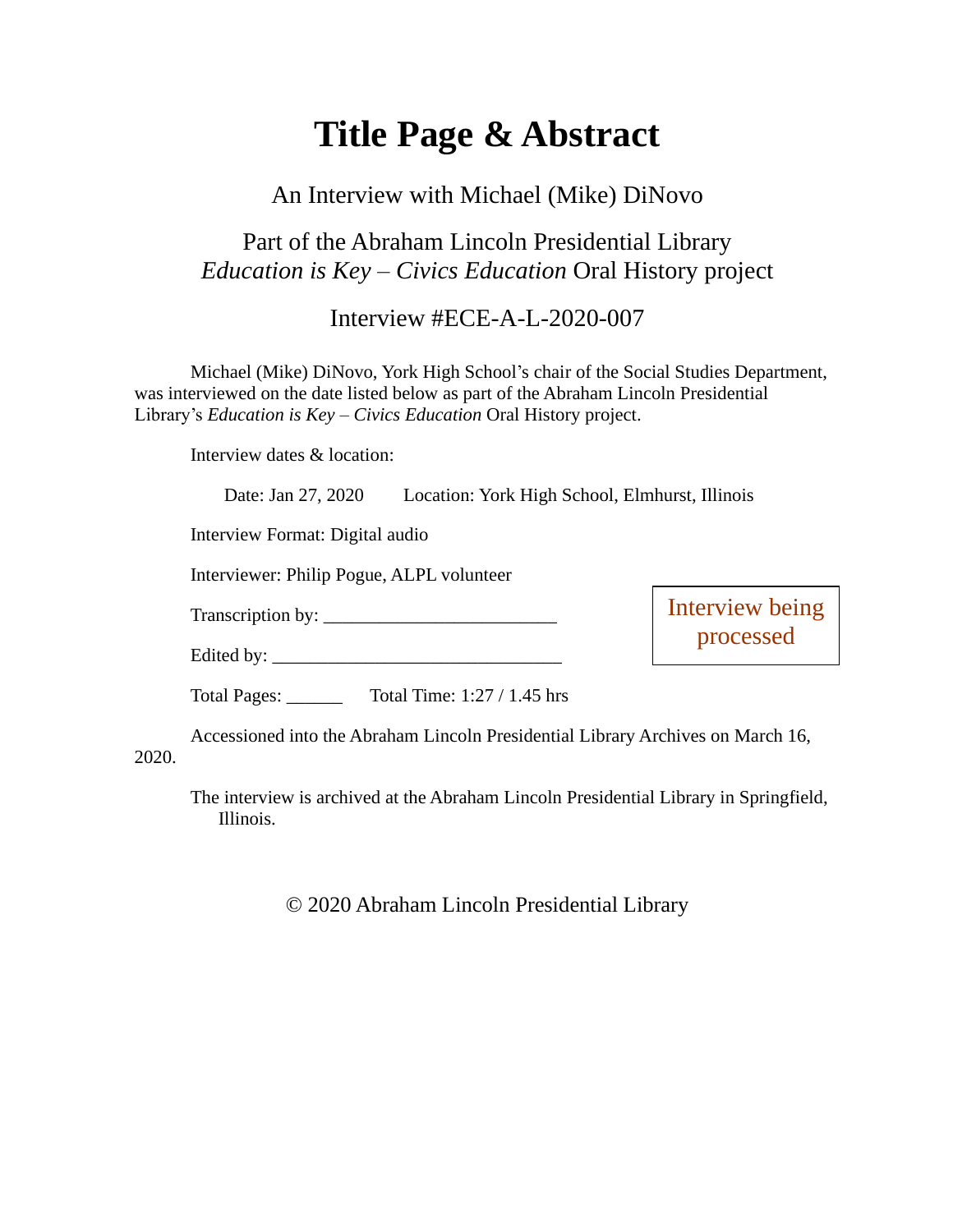# Title Page & Abstract

An Interview with Michael (Mike) DiNovo

Part of the Abraham Lincoln Presidential Library
*Education is Key – Civics Education* Oral History project

Interview #ECE-A-L-2020-007

Michael (Mike) DiNovo, York High School's chair of the Social Studies Department, was interviewed on the date listed below as part of the Abraham Lincoln Presidential Library's *Education is Key – Civics Education* Oral History project.

Interview dates & location:

Date: Jan 27, 2020 Location: York High School, Elmhurst, Illinois

Interview Format: Digital audio

Interviewer: Philip Pogue, ALPL volunteer

Transcription by: ________________________

Edited by: ______________________________

Interview being processed

Total Pages: ______ Total Time: 1:27 / 1.45 hrs

Accessioned into the Abraham Lincoln Presidential Library Archives on March 16, 2020.

The interview is archived at the Abraham Lincoln Presidential Library in Springfield, Illinois.

© 2020 Abraham Lincoln Presidential Library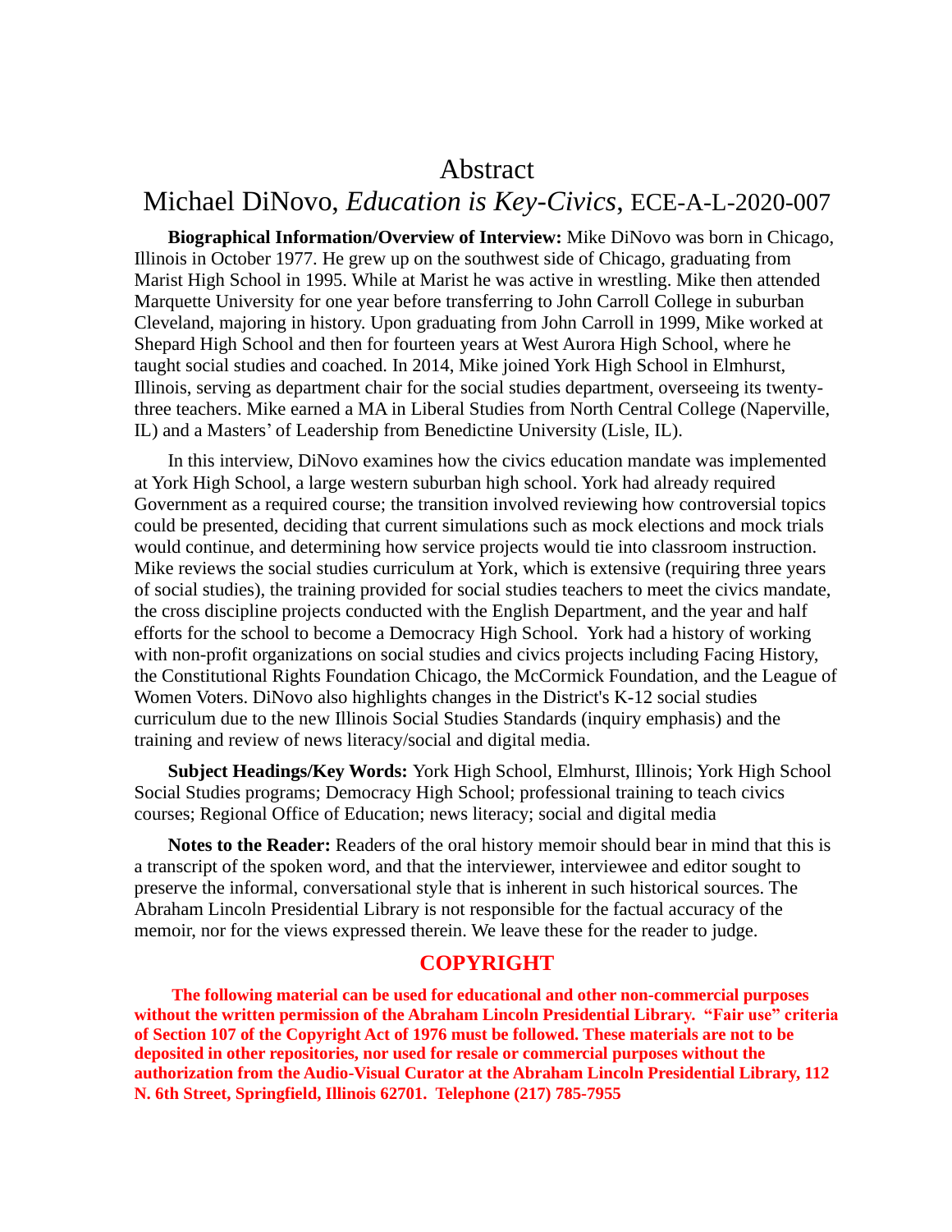# Abstract

## Michael DiNovo, *Education is Key-Civics*, ECE-A-L-2020-007

**Biographical Information/Overview of Interview:** Mike DiNovo was born in Chicago, Illinois in October 1977. He grew up on the southwest side of Chicago, graduating from Marist High School in 1995. While at Marist he was active in wrestling. Mike then attended Marquette University for one year before transferring to John Carroll College in suburban Cleveland, majoring in history. Upon graduating from John Carroll in 1999, Mike worked at Shepard High School and then for fourteen years at West Aurora High School, where he taught social studies and coached. In 2014, Mike joined York High School in Elmhurst, Illinois, serving as department chair for the social studies department, overseeing its twenty-three teachers. Mike earned a MA in Liberal Studies from North Central College (Naperville, IL) and a Masters' of Leadership from Benedictine University (Lisle, IL).

In this interview, DiNovo examines how the civics education mandate was implemented at York High School, a large western suburban high school. York had already required Government as a required course; the transition involved reviewing how controversial topics could be presented, deciding that current simulations such as mock elections and mock trials would continue, and determining how service projects would tie into classroom instruction. Mike reviews the social studies curriculum at York, which is extensive (requiring three years of social studies), the training provided for social studies teachers to meet the civics mandate, the cross discipline projects conducted with the English Department, and the year and half efforts for the school to become a Democracy High School. York had a history of working with non-profit organizations on social studies and civics projects including Facing History, the Constitutional Rights Foundation Chicago, the McCormick Foundation, and the League of Women Voters. DiNovo also highlights changes in the District's K-12 social studies curriculum due to the new Illinois Social Studies Standards (inquiry emphasis) and the training and review of news literacy/social and digital media.

**Subject Headings/Key Words:** York High School, Elmhurst, Illinois; York High School Social Studies programs; Democracy High School; professional training to teach civics courses; Regional Office of Education; news literacy; social and digital media

**Notes to the Reader:** Readers of the oral history memoir should bear in mind that this is a transcript of the spoken word, and that the interviewer, interviewee and editor sought to preserve the informal, conversational style that is inherent in such historical sources. The Abraham Lincoln Presidential Library is not responsible for the factual accuracy of the memoir, nor for the views expressed therein. We leave these for the reader to judge.

## COPYRIGHT

**The following material can be used for educational and other non-commercial purposes without the written permission of the Abraham Lincoln Presidential Library. "Fair use" criteria of Section 107 of the Copyright Act of 1976 must be followed. These materials are not to be deposited in other repositories, nor used for resale or commercial purposes without the authorization from the Audio-Visual Curator at the Abraham Lincoln Presidential Library, 112 N. 6th Street, Springfield, Illinois 62701. Telephone (217) 785-7955**